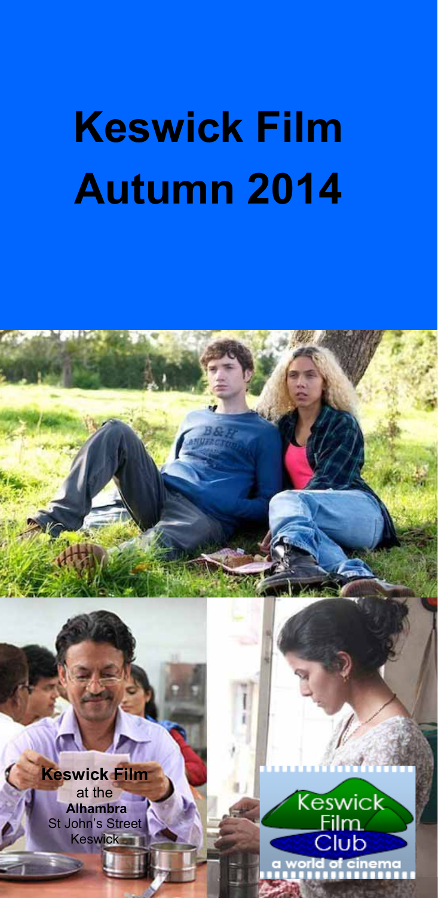# Keswick Film Autumn 2014

**Keswick Film**
at the
**Alhambra**
St John's Street
Keswick

Keswick Film Club
a world of cinema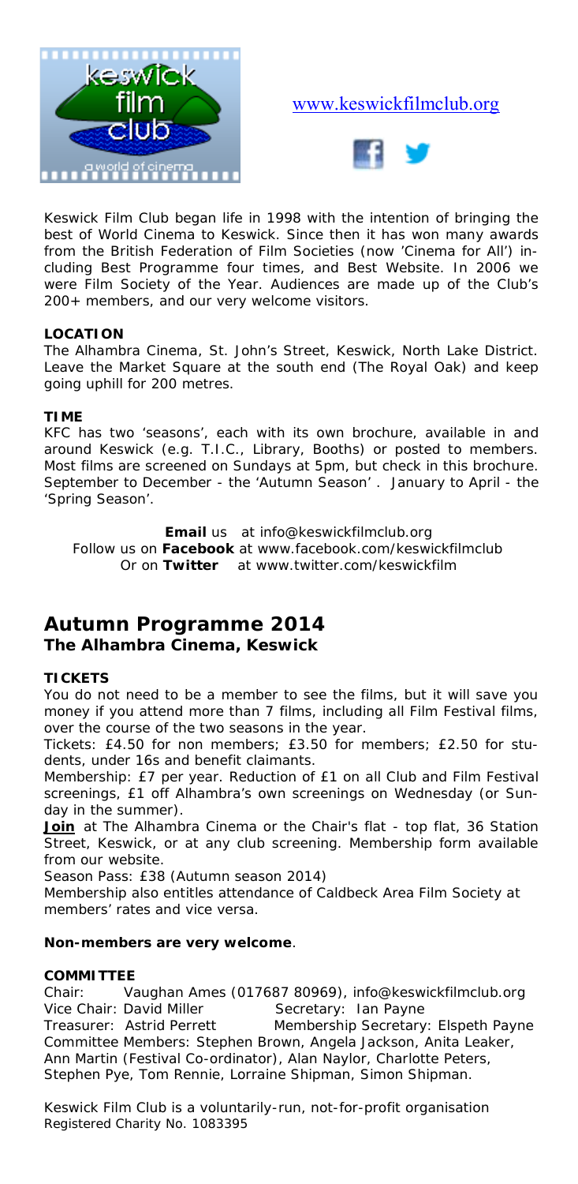www.keswickfilmclub.org

Keswick Film Club began life in 1998 with the intention of bringing the best of World Cinema to Keswick. Since then it has won many awards from the British Federation of Film Societies (now 'Cinema for All') including Best Programme four times, and Best Website. In 2006 we were Film Society of the Year. Audiences are made up of the Club's 200+ members, and our very welcome visitors.

**LOCATION**

The Alhambra Cinema, St. John's Street, Keswick, North Lake District. Leave the Market Square at the south end (The Royal Oak) and keep going uphill for 200 metres.

**TIME**

KFC has two 'seasons', each with its own brochure, available in and around Keswick (e.g. T.I.C., Library, Booths) or posted to members. Most films are screened on Sundays at 5pm, but check in this brochure. September to December - the 'Autumn Season'. January to April - the 'Spring Season'.

**Email** us at info@keswickfilmclub.org
Follow us on **Facebook** at www.facebook.com/keswickfilmclub
Or on **Twitter** at www.twitter.com/keswickfilm

## Autumn Programme 2014

### The Alhambra Cinema, Keswick

**TICKETS**

You do not need to be a member to see the films, but it will save you money if you attend more than 7 films, including all Film Festival films, over the course of the two seasons in the year.

Tickets: £4.50 for non members; £3.50 for members; £2.50 for students, under 16s and benefit claimants.

Membership: £7 per year. Reduction of £1 on all Club and Film Festival screenings, £1 off Alhambra's own screenings on Wednesday (or Sunday in the summer).

**Join** at The Alhambra Cinema or the Chair's flat - top flat, 36 Station Street, Keswick, or at any club screening. Membership form available from our website.

Season Pass: £38 (Autumn season 2014)

Membership also entitles attendance of Caldbeck Area Film Society at members' rates and vice versa.

**Non-members are very welcome**.

**COMMITTEE**

Chair: Vaughan Ames (017687 80969), info@keswickfilmclub.org
Vice Chair: David Miller Secretary: Ian Payne
Treasurer: Astrid Perrett Membership Secretary: Elspeth Payne
Committee Members: Stephen Brown, Angela Jackson, Anita Leaker, Ann Martin (Festival Co-ordinator), Alan Naylor, Charlotte Peters, Stephen Pye, Tom Rennie, Lorraine Shipman, Simon Shipman.

Keswick Film Club is a voluntarily-run, not-for-profit organisation
Registered Charity No. 1083395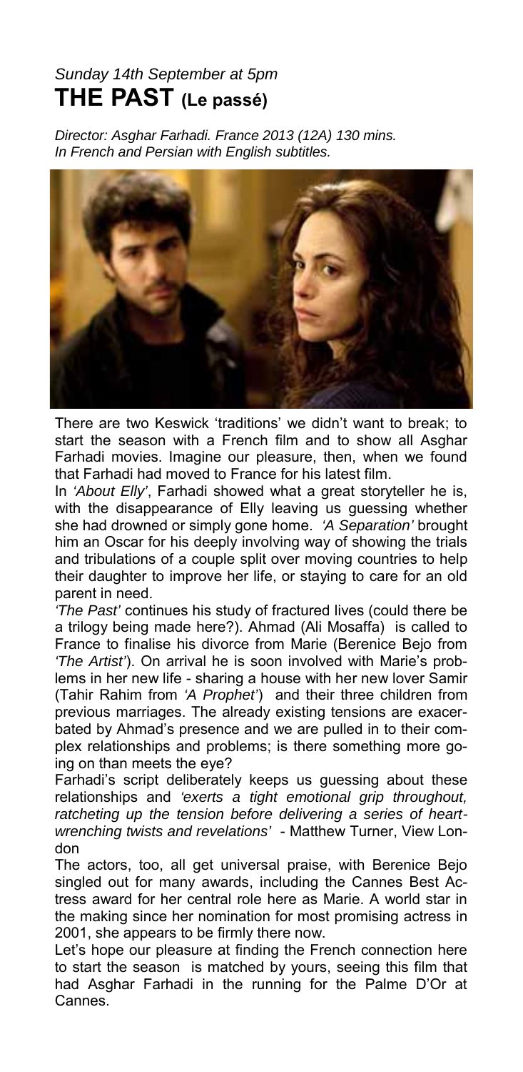*Sunday 14th September at 5pm*

# THE PAST (Le passé)

*Director: Asghar Farhadi. France 2013 (12A) 130 mins.*
*In French and Persian with English subtitles.*

There are two Keswick 'traditions' we didn't want to break; to start the season with a French film and to show all Asghar Farhadi movies. Imagine our pleasure, then, when we found that Farhadi had moved to France for his latest film.

In *'About Elly'*, Farhadi showed what a great storyteller he is, with the disappearance of Elly leaving us guessing whether she had drowned or simply gone home. *'A Separation'* brought him an Oscar for his deeply involving way of showing the trials and tribulations of a couple split over moving countries to help their daughter to improve her life, or staying to care for an old parent in need.

*'The Past'* continues his study of fractured lives (could there be a trilogy being made here?). Ahmad (Ali Mosaffa) is called to France to finalise his divorce from Marie (Berenice Bejo from *'The Artist'*). On arrival he is soon involved with Marie's problems in her new life - sharing a house with her new lover Samir (Tahir Rahim from *'A Prophet'*) and their three children from previous marriages. The already existing tensions are exacerbated by Ahmad's presence and we are pulled in to their complex relationships and problems; is there something more going on than meets the eye?

Farhadi's script deliberately keeps us guessing about these relationships and *'exerts a tight emotional grip throughout, ratcheting up the tension before delivering a series of heart-wrenching twists and revelations'* - Matthew Turner, View London

The actors, too, all get universal praise, with Berenice Bejo singled out for many awards, including the Cannes Best Actress award for her central role here as Marie. A world star in the making since her nomination for most promising actress in 2001, she appears to be firmly there now.

Let's hope our pleasure at finding the French connection here to start the season is matched by yours, seeing this film that had Asghar Farhadi in the running for the Palme D'Or at Cannes.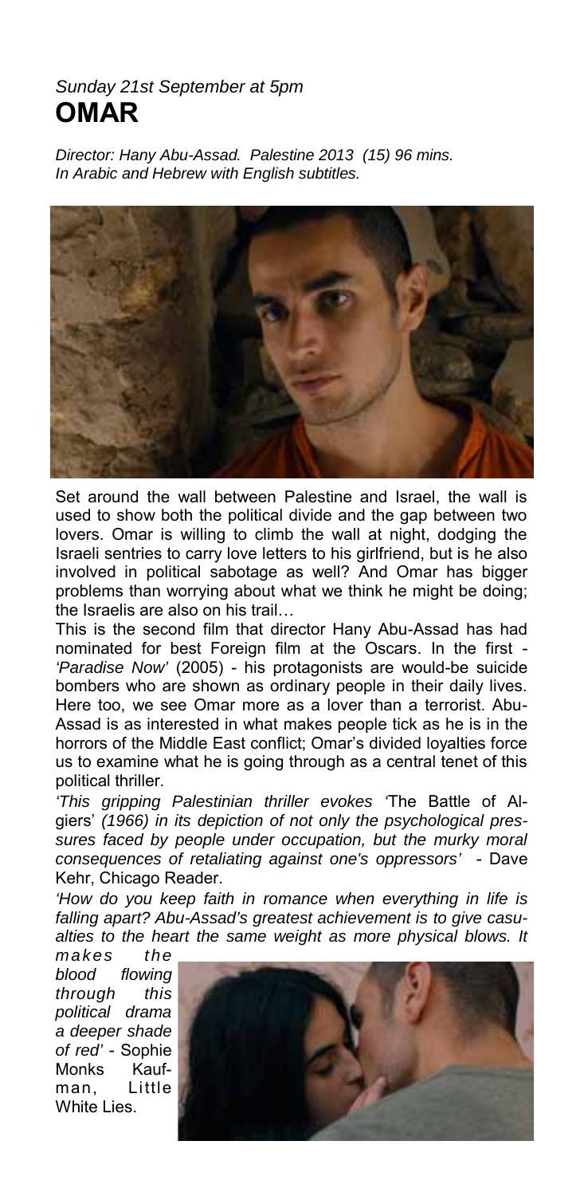*Sunday 21st September at 5pm*

# OMAR

*Director: Hany Abu-Assad. Palestine 2013 (15) 96 mins.*
*In Arabic and Hebrew with English subtitles.*

Set around the wall between Palestine and Israel, the wall is used to show both the political divide and the gap between two lovers. Omar is willing to climb the wall at night, dodging the Israeli sentries to carry love letters to his girlfriend, but is he also involved in political sabotage as well? And Omar has bigger problems than worrying about what we think he might be doing; the Israelis are also on his trail…

This is the second film that director Hany Abu-Assad has had nominated for best Foreign film at the Oscars. In the first - *'Paradise Now'* (2005) - his protagonists are would-be suicide bombers who are shown as ordinary people in their daily lives. Here too, we see Omar more as a lover than a terrorist. Abu-Assad is as interested in what makes people tick as he is in the horrors of the Middle East conflict; Omar's divided loyalties force us to examine what he is going through as a central tenet of this political thriller.

*'This gripping Palestinian thriller evokes '*The Battle of Algiers' *(1966) in its depiction of not only the psychological pressures faced by people under occupation, but the murky moral consequences of retaliating against one's oppressors'* - Dave Kehr, Chicago Reader.

*'How do you keep faith in romance when everything in life is falling apart? Abu-Assad's greatest achievement is to give casualties to the heart the same weight as more physical blows. It makes the blood flowing through this political drama a deeper shade of red'* - Sophie Monks Kaufman, Little White Lies.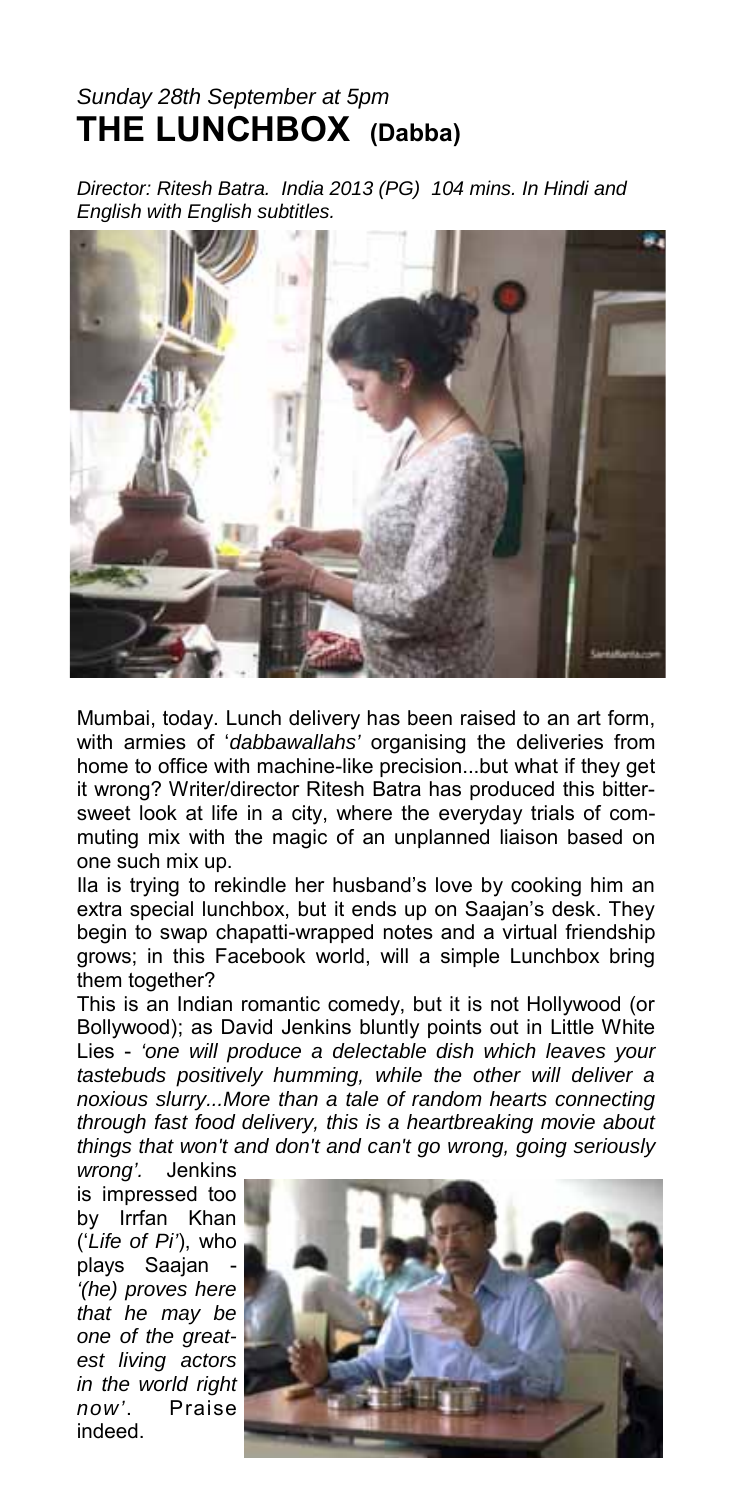*Sunday 28th September at 5pm*

# THE LUNCHBOX (Dabba)

*Director: Ritesh Batra. India 2013 (PG) 104 mins. In Hindi and English with English subtitles.*

Mumbai, today. Lunch delivery has been raised to an art form, with armies of '*dabbawallahs'* organising the deliveries from home to office with machine-like precision...but what if they get it wrong? Writer/director Ritesh Batra has produced this bitter-sweet look at life in a city, where the everyday trials of commuting mix with the magic of an unplanned liaison based on one such mix up.

Ila is trying to rekindle her husband's love by cooking him an extra special lunchbox, but it ends up on Saajan's desk. They begin to swap chapatti-wrapped notes and a virtual friendship grows; in this Facebook world, will a simple Lunchbox bring them together?

This is an Indian romantic comedy, but it is not Hollywood (or Bollywood); as David Jenkins bluntly points out in Little White Lies - *'one will produce a delectable dish which leaves your tastebuds positively humming, while the other will deliver a noxious slurry...More than a tale of random hearts connecting through fast food delivery, this is a heartbreaking movie about things that won't and don't and can't go wrong, going seriously wrong'.* Jenkins is impressed too by Irrfan Khan (*'Life of Pi'*), who plays Saajan - *'(he) proves here that he may be one of the greatest living actors in the world right now'*. Praise indeed.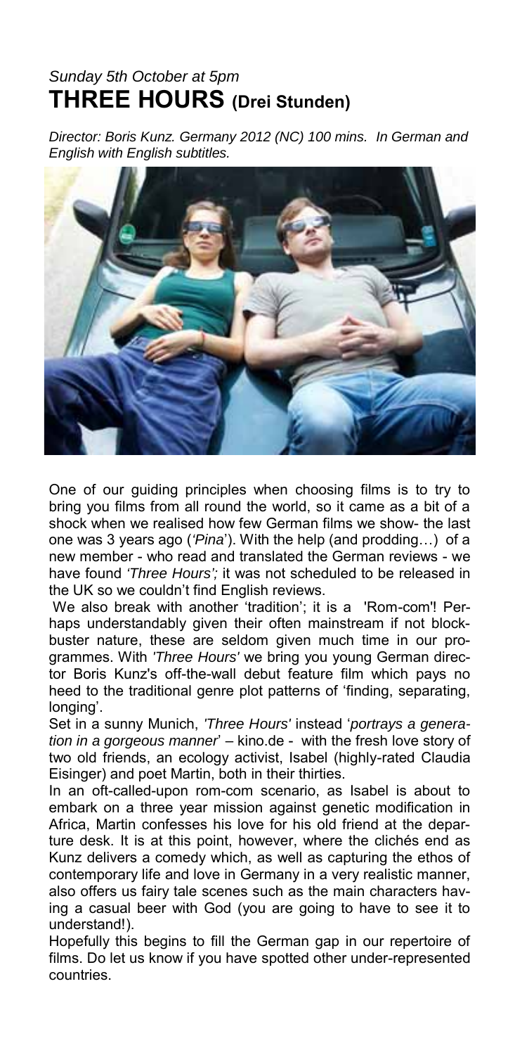*Sunday 5th October at 5pm*

# THREE HOURS (Drei Stunden)

*Director: Boris Kunz. Germany 2012 (NC) 100 mins. In German and English with English subtitles.*

One of our guiding principles when choosing films is to try to bring you films from all round the world, so it came as a bit of a shock when we realised how few German films we show- the last one was 3 years ago (*'Pina'*). With the help (and prodding…) of a new member - who read and translated the German reviews - we have found *'Three Hours';* it was not scheduled to be released in the UK so we couldn't find English reviews.

We also break with another 'tradition'; it is a 'Rom-com'! Perhaps understandably given their often mainstream if not blockbuster nature, these are seldom given much time in our programmes. With *'Three Hours'* we bring you young German director Boris Kunz's off-the-wall debut feature film which pays no heed to the traditional genre plot patterns of 'finding, separating, longing'.

Set in a sunny Munich, *'Three Hours'* instead '*portrays a generation in a gorgeous manner*' – kino.de - with the fresh love story of two old friends, an ecology activist, Isabel (highly-rated Claudia Eisinger) and poet Martin, both in their thirties.

In an oft-called-upon rom-com scenario, as Isabel is about to embark on a three year mission against genetic modification in Africa, Martin confesses his love for his old friend at the departure desk. It is at this point, however, where the clichés end as Kunz delivers a comedy which, as well as capturing the ethos of contemporary life and love in Germany in a very realistic manner, also offers us fairy tale scenes such as the main characters having a casual beer with God (you are going to have to see it to understand!).

Hopefully this begins to fill the German gap in our repertoire of films. Do let us know if you have spotted other under-represented countries.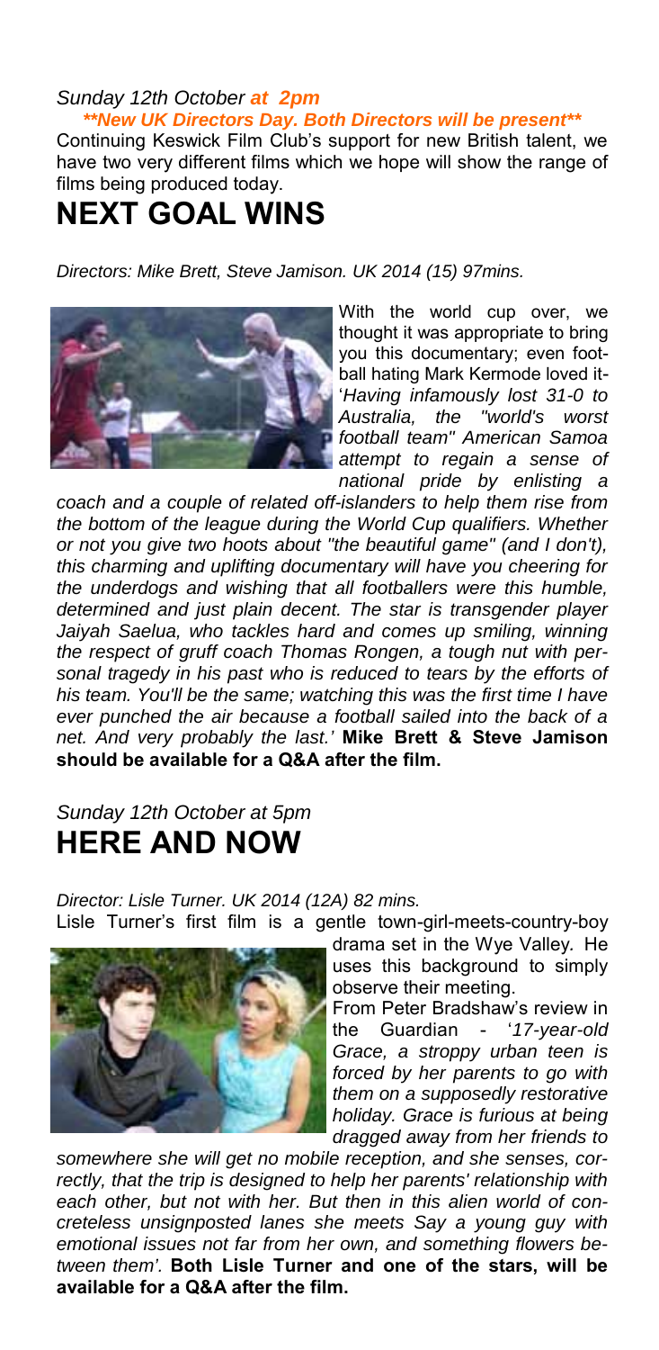*Sunday 12th October **at 2pm***

***\*\*New UK Directors Day. Both Directors will be present\*\****

Continuing Keswick Film Club's support for new British talent, we have two very different films which we hope will show the range of films being produced today.

# NEXT GOAL WINS

*Directors: Mike Brett, Steve Jamison. UK 2014 (15) 97mins.*

With the world cup over, we thought it was appropriate to bring you this documentary; even football hating Mark Kermode loved it- '*Having infamously lost 31-0 to Australia, the "world's worst football team" American Samoa attempt to regain a sense of national pride by enlisting a coach and a couple of related off-islanders to help them rise from the bottom of the league during the World Cup qualifiers. Whether or not you give two hoots about "the beautiful game" (and I don't), this charming and uplifting documentary will have you cheering for the underdogs and wishing that all footballers were this humble, determined and just plain decent. The star is transgender player Jaiyah Saelua, who tackles hard and comes up smiling, winning the respect of gruff coach Thomas Rongen, a tough nut with personal tragedy in his past who is reduced to tears by the efforts of his team. You'll be the same; watching this was the first time I have ever punched the air because a football sailed into the back of a net. And very probably the last.*' **Mike Brett & Steve Jamison should be available for a Q&A after the film.**

*Sunday 12th October at 5pm*

# HERE AND NOW

*Director: Lisle Turner. UK 2014 (12A) 82 mins.*

Lisle Turner's first film is a gentle town-girl-meets-country-boy drama set in the Wye Valley. He uses this background to simply observe their meeting.

From Peter Bradshaw's review in the Guardian - '*17-year-old Grace, a stroppy urban teen is forced by her parents to go with them on a supposedly restorative holiday. Grace is furious at being dragged away from her friends to somewhere she will get no mobile reception, and she senses, correctly, that the trip is designed to help her parents' relationship with each other, but not with her. But then in this alien world of concreteless unsignposted lanes she meets Say a young guy with emotional issues not far from her own, and something flowers between them*'. **Both Lisle Turner and one of the stars, will be available for a Q&A after the film.**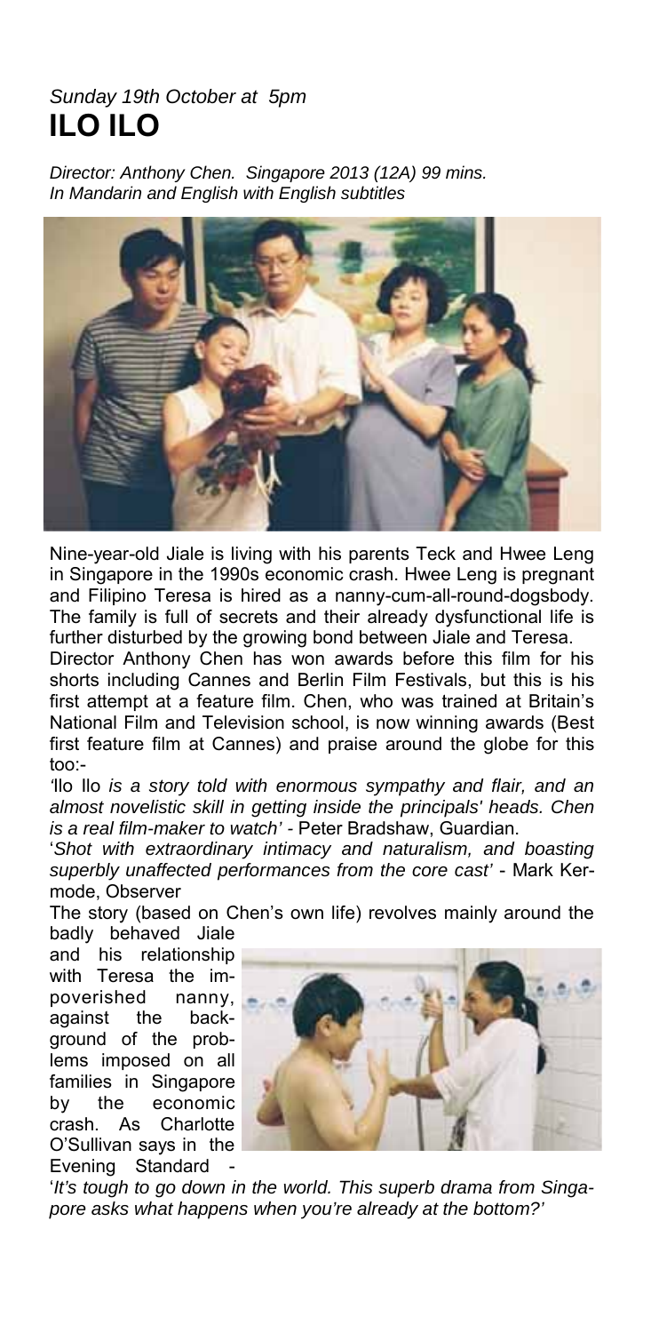*Sunday 19th October at 5pm*

# ILO ILO

*Director: Anthony Chen. Singapore 2013 (12A) 99 mins.*
*In Mandarin and English with English subtitles*

Nine-year-old Jiale is living with his parents Teck and Hwee Leng in Singapore in the 1990s economic crash. Hwee Leng is pregnant and Filipino Teresa is hired as a nanny-cum-all-round-dogsbody. The family is full of secrets and their already dysfunctional life is further disturbed by the growing bond between Jiale and Teresa.

Director Anthony Chen has won awards before this film for his shorts including Cannes and Berlin Film Festivals, but this is his first attempt at a feature film. Chen, who was trained at Britain's National Film and Television school, is now winning awards (Best first feature film at Cannes) and praise around the globe for this too:-

*'Ilo Ilo is a story told with enormous sympathy and flair, and an almost novelistic skill in getting inside the principals' heads. Chen is a real film-maker to watch'* - Peter Bradshaw, Guardian.

'*Shot with extraordinary intimacy and naturalism, and boasting superbly unaffected performances from the core cast'* - Mark Kermode, Observer

The story (based on Chen's own life) revolves mainly around the badly behaved Jiale and his relationship with Teresa the impoverished nanny, against the background of the problems imposed on all families in Singapore by the economic crash. As Charlotte O'Sullivan says in the Evening Standard -

'*It's tough to go down in the world. This superb drama from Singapore asks what happens when you're already at the bottom?'*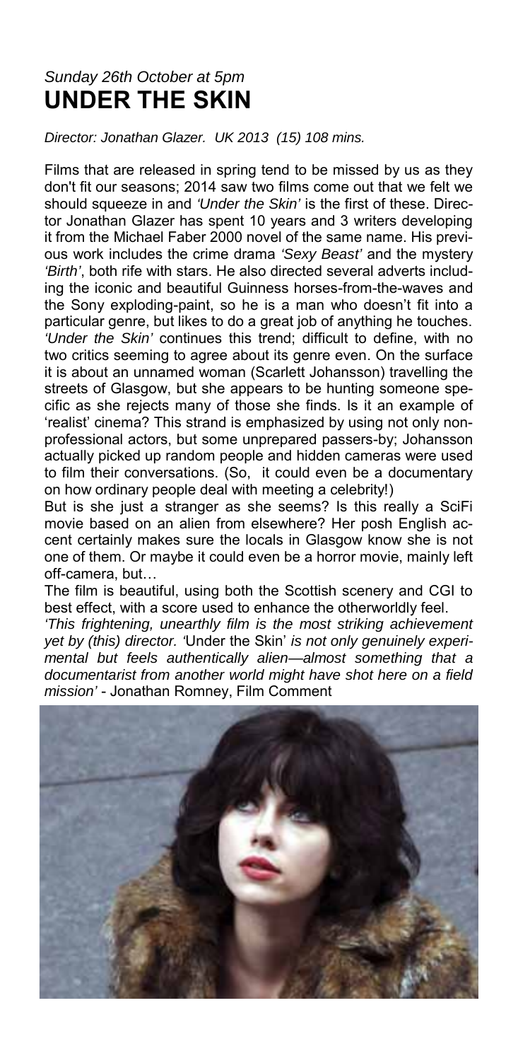*Sunday 26th October at 5pm*

# UNDER THE SKIN

*Director: Jonathan Glazer. UK 2013 (15) 108 mins.*

Films that are released in spring tend to be missed by us as they don't fit our seasons; 2014 saw two films come out that we felt we should squeeze in and *'Under the Skin'* is the first of these. Director Jonathan Glazer has spent 10 years and 3 writers developing it from the Michael Faber 2000 novel of the same name. His previous work includes the crime drama *'Sexy Beast'* and the mystery *'Birth'*, both rife with stars. He also directed several adverts including the iconic and beautiful Guinness horses-from-the-waves and the Sony exploding-paint, so he is a man who doesn't fit into a particular genre, but likes to do a great job of anything he touches. *'Under the Skin'* continues this trend; difficult to define, with no two critics seeming to agree about its genre even. On the surface it is about an unnamed woman (Scarlett Johansson) travelling the streets of Glasgow, but she appears to be hunting someone specific as she rejects many of those she finds. Is it an example of 'realist' cinema? This strand is emphasized by using not only non-professional actors, but some unprepared passers-by; Johansson actually picked up random people and hidden cameras were used to film their conversations. (So, it could even be a documentary on how ordinary people deal with meeting a celebrity!)

But is she just a stranger as she seems? Is this really a SciFi movie based on an alien from elsewhere? Her posh English accent certainly makes sure the locals in Glasgow know she is not one of them. Or maybe it could even be a horror movie, mainly left off-camera, but…

The film is beautiful, using both the Scottish scenery and CGI to best effect, with a score used to enhance the otherworldly feel.

*'This frightening, unearthly film is the most striking achievement yet by (this) director. '*Under the Skin' *is not only genuinely experimental but feels authentically alien—almost something that a documentarist from another world might have shot here on a field mission'* - Jonathan Romney, Film Comment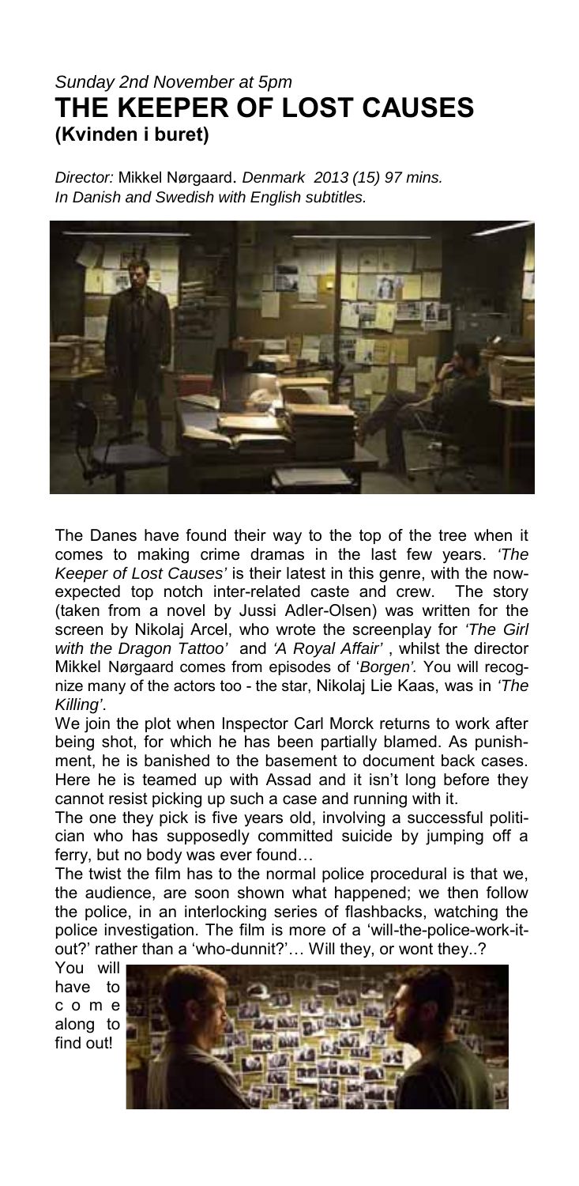*Sunday 2nd November at 5pm*

# THE KEEPER OF LOST CAUSES
## (Kvinden i buret)

*Director:* Mikkel Nørgaard. *Denmark 2013 (15) 97 mins.*
*In Danish and Swedish with English subtitles.*

The Danes have found their way to the top of the tree when it comes to making crime dramas in the last few years. *'The Keeper of Lost Causes'* is their latest in this genre, with the now-expected top notch inter-related caste and crew. The story (taken from a novel by Jussi Adler-Olsen) was written for the screen by Nikolaj Arcel, who wrote the screenplay for *'The Girl with the Dragon Tattoo'* and *'A Royal Affair'* , whilst the director Mikkel Nørgaard comes from episodes of '*Borgen'.* You will recognize many of the actors too - the star, Nikolaj Lie Kaas, was in *'The Killing'*.

We join the plot when Inspector Carl Morck returns to work after being shot, for which he has been partially blamed. As punishment, he is banished to the basement to document back cases. Here he is teamed up with Assad and it isn't long before they cannot resist picking up such a case and running with it.

The one they pick is five years old, involving a successful politician who has supposedly committed suicide by jumping off a ferry, but no body was ever found…

The twist the film has to the normal police procedural is that we, the audience, are soon shown what happened; we then follow the police, in an interlocking series of flashbacks, watching the police investigation. The film is more of a 'will-the-police-work-it-out?' rather than a 'who-dunnit?'… Will they, or wont they..?

You will have to come along to find out!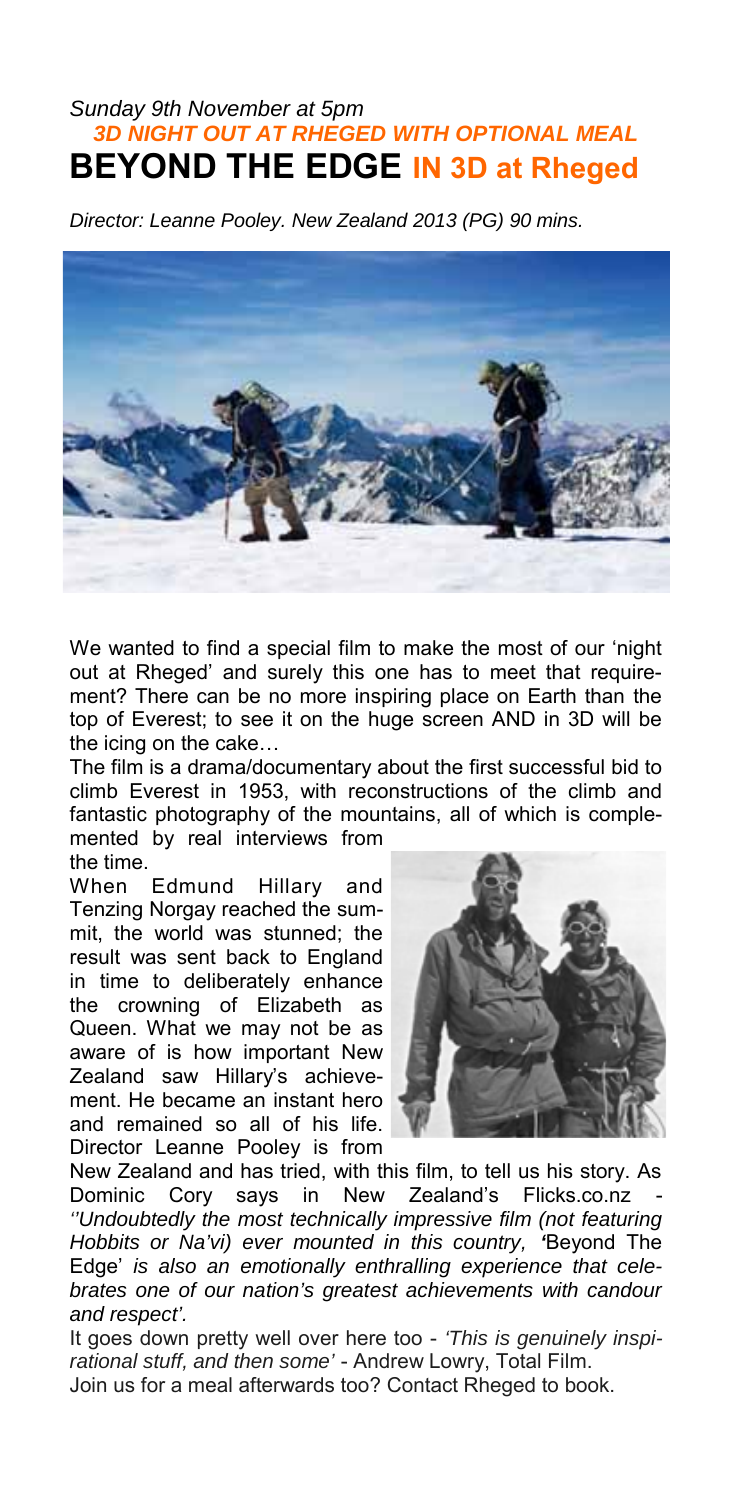*Sunday 9th November at 5pm*

***3D NIGHT OUT AT RHEGED WITH OPTIONAL MEAL***

# BEYOND THE EDGE IN 3D at Rheged

*Director: Leanne Pooley. New Zealand 2013 (PG) 90 mins.*

We wanted to find a special film to make the most of our 'night out at Rheged' and surely this one has to meet that requirement? There can be no more inspiring place on Earth than the top of Everest; to see it on the huge screen AND in 3D will be the icing on the cake…

The film is a drama/documentary about the first successful bid to climb Everest in 1953, with reconstructions of the climb and fantastic photography of the mountains, all of which is complemented by real interviews from the time.

When Edmund Hillary and Tenzing Norgay reached the summit, the world was stunned; the result was sent back to England in time to deliberately enhance the crowning of Elizabeth as Queen. What we may not be as aware of is how important New Zealand saw Hillary's achievement. He became an instant hero and remained so all of his life. Director Leanne Pooley is from New Zealand and has tried, with this film, to tell us his story. As Dominic Cory says in New Zealand's Flicks.co.nz - *''Undoubtedly the most technically impressive film (not featuring Hobbits or Na'vi) ever mounted in this country, '*Beyond The Edge' *is also an emotionally enthralling experience that celebrates one of our nation's greatest achievements with candour and respect'.*

It goes down pretty well over here too - *'This is genuinely inspirational stuff, and then some'* - Andrew Lowry, Total Film.

Join us for a meal afterwards too? Contact Rheged to book.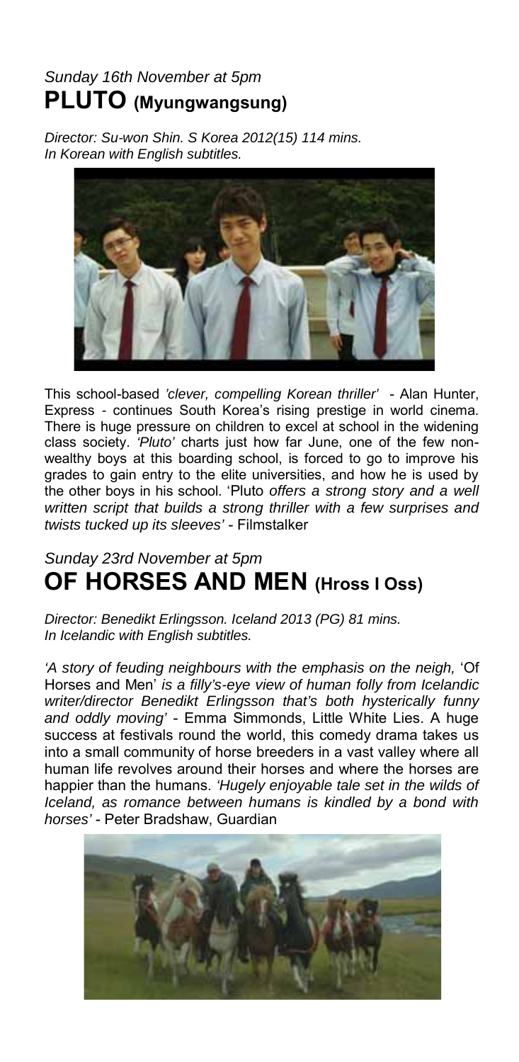*Sunday 16th November at 5pm*

## PLUTO (Myungwangsung)

*Director: Su-won Shin. S Korea 2012(15) 114 mins.*
*In Korean with English subtitles.*

This school-based *'clever, compelling Korean thriller'* - Alan Hunter, Express - continues South Korea's rising prestige in world cinema. There is huge pressure on children to excel at school in the widening class society. *'Pluto'* charts just how far June, one of the few non-wealthy boys at this boarding school, is forced to go to improve his grades to gain entry to the elite universities, and how he is used by the other boys in his school. 'Pluto *offers a strong story and a well written script that builds a strong thriller with a few surprises and twists tucked up its sleeves'* - Filmstalker

*Sunday 23rd November at 5pm*

## OF HORSES AND MEN (Hross I Oss)

*Director: Benedikt Erlingsson. Iceland 2013 (PG) 81 mins.*
*In Icelandic with English subtitles.*

*'A story of feuding neighbours with the emphasis on the neigh,* 'Of Horses and Men' *is a filly's-eye view of human folly from Icelandic writer/director Benedikt Erlingsson that's both hysterically funny and oddly moving'* - Emma Simmonds, Little White Lies. A huge success at festivals round the world, this comedy drama takes us into a small community of horse breeders in a vast valley where all human life revolves around their horses and where the horses are happier than the humans. *'Hugely enjoyable tale set in the wilds of Iceland, as romance between humans is kindled by a bond with horses'* - Peter Bradshaw, Guardian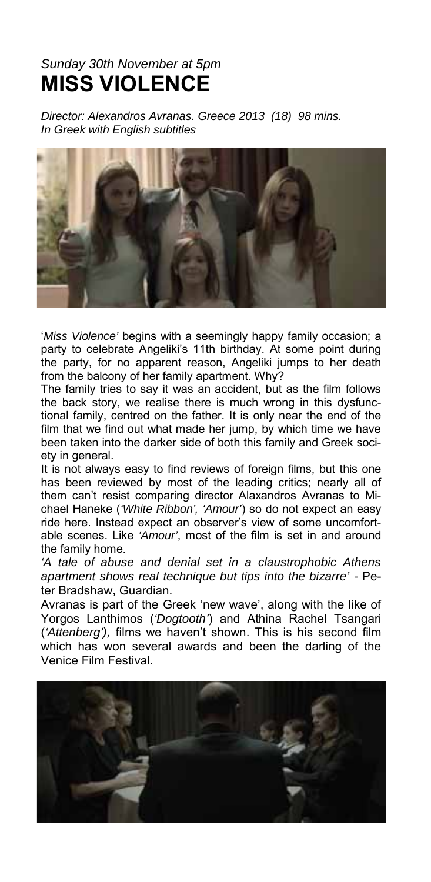*Sunday 30th November at 5pm*

# MISS VIOLENCE

*Director: Alexandros Avranas. Greece 2013 (18) 98 mins.*
*In Greek with English subtitles*

'*Miss Violence'* begins with a seemingly happy family occasion; a party to celebrate Angeliki's 11th birthday. At some point during the party, for no apparent reason, Angeliki jumps to her death from the balcony of her family apartment. Why?

The family tries to say it was an accident, but as the film follows the back story, we realise there is much wrong in this dysfunctional family, centred on the father. It is only near the end of the film that we find out what made her jump, by which time we have been taken into the darker side of both this family and Greek society in general.

It is not always easy to find reviews of foreign films, but this one has been reviewed by most of the leading critics; nearly all of them can't resist comparing director Alaxandros Avranas to Michael Haneke (*'White Ribbon', 'Amour'*) so do not expect an easy ride here. Instead expect an observer's view of some uncomfortable scenes. Like *'Amour'*, most of the film is set in and around the family home.

*'A tale of abuse and denial set in a claustrophobic Athens apartment shows real technique but tips into the bizarre'* - Peter Bradshaw, Guardian.

Avranas is part of the Greek 'new wave', along with the like of Yorgos Lanthimos (*'Dogtooth'*) and Athina Rachel Tsangari (*'Attenberg'),* films we haven't shown. This is his second film which has won several awards and been the darling of the Venice Film Festival.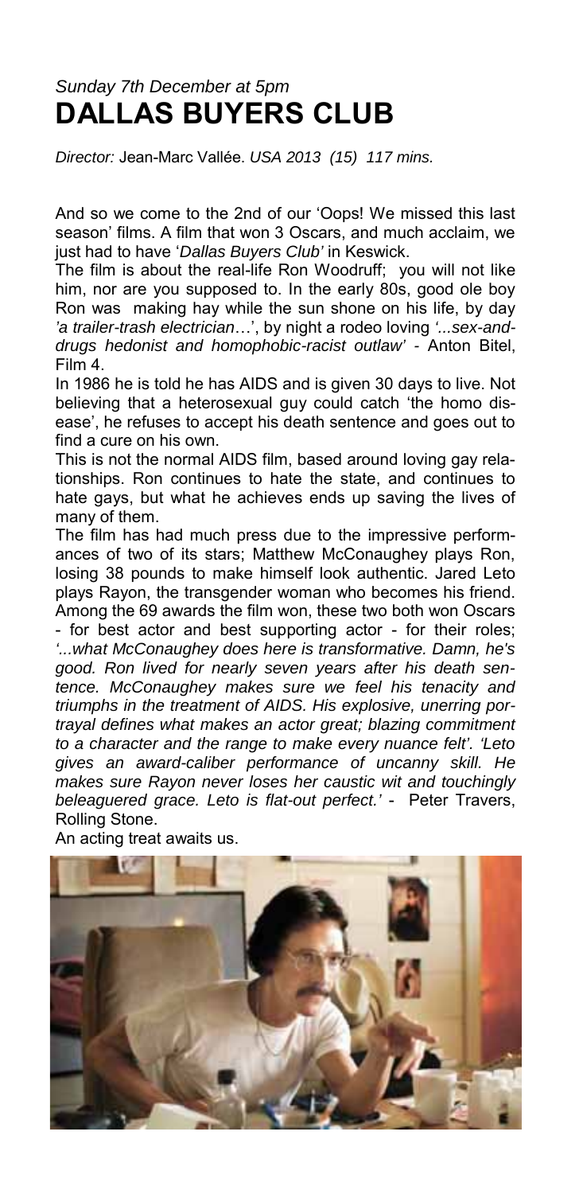*Sunday 7th December at 5pm*

# DALLAS BUYERS CLUB

*Director:* Jean-Marc Vallée. *USA 2013 (15) 117 mins.*

And so we come to the 2nd of our 'Oops! We missed this last season' films. A film that won 3 Oscars, and much acclaim, we just had to have '*Dallas Buyers Club'* in Keswick.

The film is about the real-life Ron Woodruff; you will not like him, nor are you supposed to. In the early 80s, good ole boy Ron was making hay while the sun shone on his life, by day *'a trailer-trash electrician*…', by night a rodeo loving *'...sex-and-drugs hedonist and homophobic-racist outlaw'* - Anton Bitel, Film 4.

In 1986 he is told he has AIDS and is given 30 days to live. Not believing that a heterosexual guy could catch 'the homo disease', he refuses to accept his death sentence and goes out to find a cure on his own.

This is not the normal AIDS film, based around loving gay relationships. Ron continues to hate the state, and continues to hate gays, but what he achieves ends up saving the lives of many of them.

The film has had much press due to the impressive performances of two of its stars; Matthew McConaughey plays Ron, losing 38 pounds to make himself look authentic. Jared Leto plays Rayon, the transgender woman who becomes his friend. Among the 69 awards the film won, these two both won Oscars - for best actor and best supporting actor - for their roles; *'...what McConaughey does here is transformative. Damn, he's good. Ron lived for nearly seven years after his death sentence. McConaughey makes sure we feel his tenacity and triumphs in the treatment of AIDS. His explosive, unerring portrayal defines what makes an actor great; blazing commitment to a character and the range to make every nuance felt'. 'Leto gives an award-caliber performance of uncanny skill. He makes sure Rayon never loses her caustic wit and touchingly beleaguered grace. Leto is flat-out perfect.'* - Peter Travers, Rolling Stone.

An acting treat awaits us.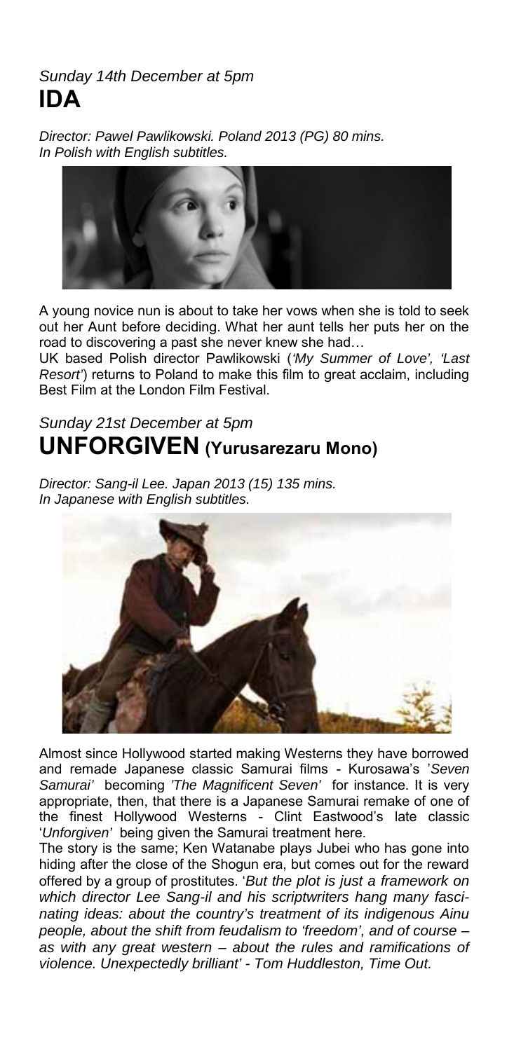*Sunday 14th December at 5pm*

# IDA

*Director: Pawel Pawlikowski. Poland 2013 (PG) 80 mins.*
*In Polish with English subtitles.*

A young novice nun is about to take her vows when she is told to seek out her Aunt before deciding. What her aunt tells her puts her on the road to discovering a past she never knew she had…

UK based Polish director Pawlikowski (*'My Summer of Love', 'Last Resort'*) returns to Poland to make this film to great acclaim, including Best Film at the London Film Festival.

*Sunday 21st December at 5pm*

# UNFORGIVEN (Yurusarezaru Mono)

*Director: Sang-il Lee. Japan 2013 (15) 135 mins.*
*In Japanese with English subtitles.*

Almost since Hollywood started making Westerns they have borrowed and remade Japanese classic Samurai films - Kurosawa's *'Seven Samurai'* becoming *'The Magnificent Seven'* for instance. It is very appropriate, then, that there is a Japanese Samurai remake of one of the finest Hollywood Westerns - Clint Eastwood's late classic '*Unforgiven*' being given the Samurai treatment here.

The story is the same; Ken Watanabe plays Jubei who has gone into hiding after the close of the Shogun era, but comes out for the reward offered by a group of prostitutes. '*But the plot is just a framework on which director Lee Sang-il and his scriptwriters hang many fascinating ideas: about the country's treatment of its indigenous Ainu people, about the shift from feudalism to 'freedom', and of course – as with any great western – about the rules and ramifications of violence. Unexpectedly brilliant' - Tom Huddleston, Time Out.*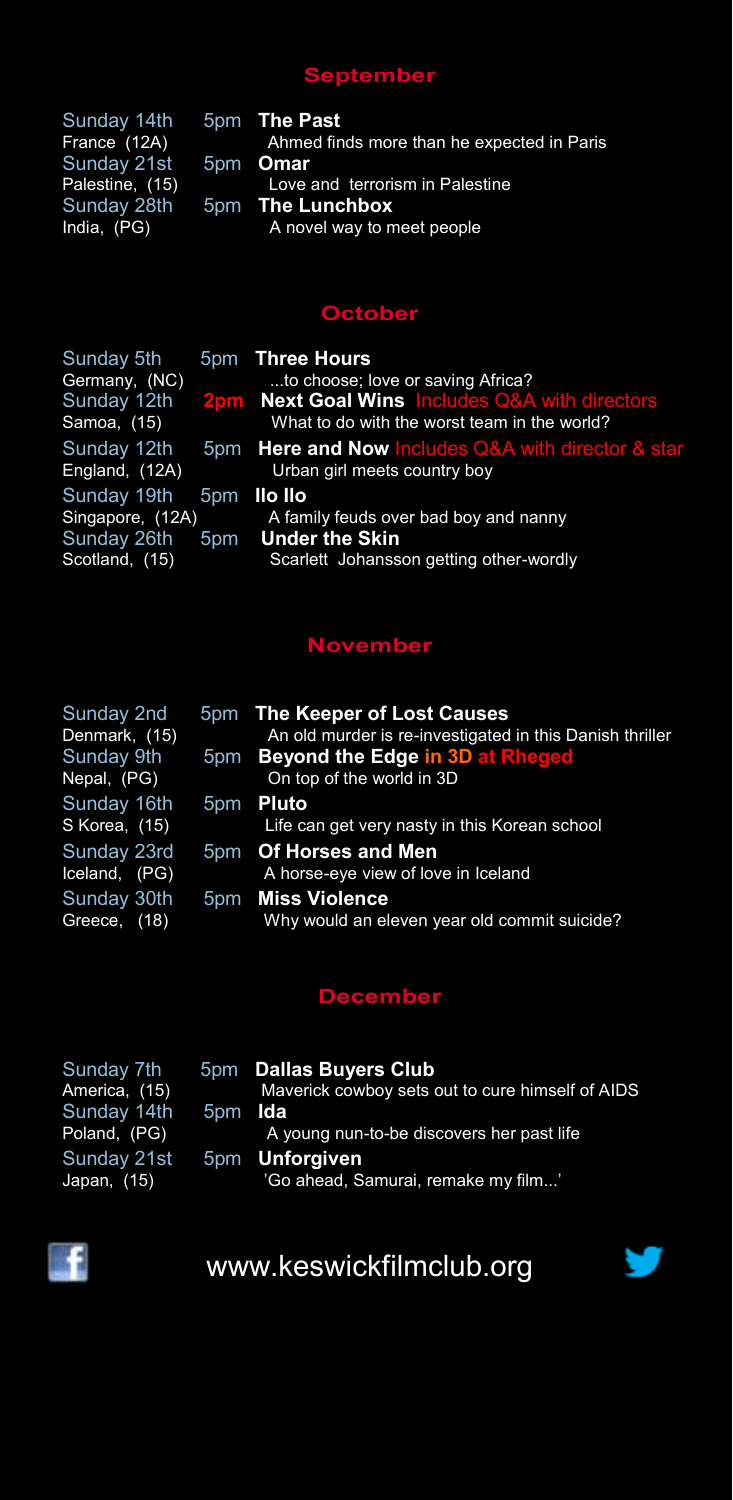## September

| | | |
|---|---|---|
| Sunday 14th<br>France (12A) | 5pm | **The Past**<br>Ahmed finds more than he expected in Paris |
| Sunday 21st<br>Palestine, (15) | 5pm | **Omar**<br>Love and terrorism in Palestine |
| Sunday 28th<br>India, (PG) | 5pm | **The Lunchbox**<br>A novel way to meet people |

## October

| | | |
|---|---|---|
| Sunday 5th<br>Germany, (NC) | 5pm | **Three Hours**<br>...to choose; love or saving Africa? |
| Sunday 12th<br>Samoa, (15) | **2pm** | **Next Goal Wins** Includes Q&A with directors<br>What to do with the worst team in the world? |
| Sunday 12th<br>England, (12A) | 5pm | **Here and Now** Includes Q&A with director & star<br>Urban girl meets country boy |
| Sunday 19th<br>Singapore, (12A) | 5pm | **Ilo Ilo**<br>A family feuds over bad boy and nanny |
| Sunday 26th<br>Scotland, (15) | 5pm | **Under the Skin**<br>Scarlett Johansson getting other-wordly |

## November

| | | |
|---|---|---|
| Sunday 2nd<br>Denmark, (15) | 5pm | **The Keeper of Lost Causes**<br>An old murder is re-investigated in this Danish thriller |
| Sunday 9th<br>Nepal, (PG) | 5pm | **Beyond the Edge in 3D at Rheged**<br>On top of the world in 3D |
| Sunday 16th<br>S Korea, (15) | 5pm | **Pluto**<br>Life can get very nasty in this Korean school |
| Sunday 23rd<br>Iceland, (PG) | 5pm | **Of Horses and Men**<br>A horse-eye view of love in Iceland |
| Sunday 30th<br>Greece, (18) | 5pm | **Miss Violence**<br>Why would an eleven year old commit suicide? |

## December

| | | |
|---|---|---|
| Sunday 7th<br>America, (15) | 5pm | **Dallas Buyers Club**<br>Maverick cowboy sets out to cure himself of AIDS |
| Sunday 14th<br>Poland, (PG) | 5pm | **Ida**<br>A young nun-to-be discovers her past life |
| Sunday 21st<br>Japan, (15) | 5pm | **Unforgiven**<br>'Go ahead, Samurai, remake my film...' |

www.keswickfilmclub.org